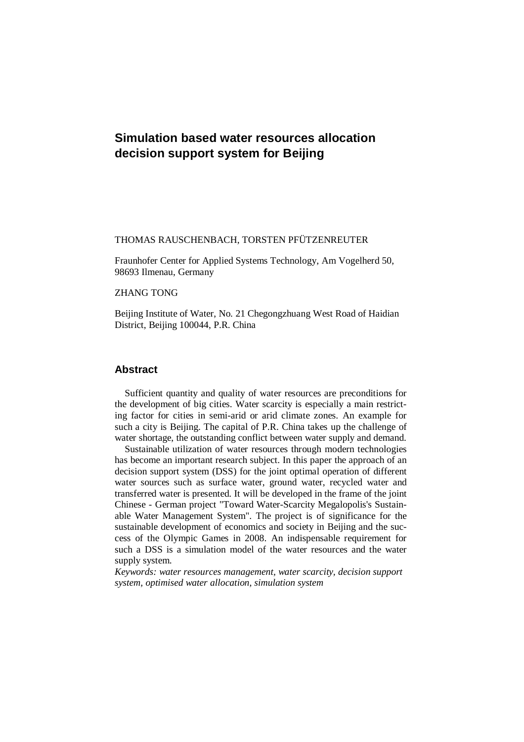# Simulation based water resources allocation decision support system for Beijing

THOMAS RAUSCHENBACH, TORSTEN PFÜTZENREUTER

Fraunhofer Center for Applied Systems Technology, Am Vogelherd 50, 98693 Ilmenau, Germany

ZHANG TONG

Beijing Institute of Water, No. 21 Chegongzhuang West Road of Haidian District, Beijing 100044, P.R. China

## Abstract

Sufficient quantity and quality of water resources are preconditions for the development of big cities. Water scarcity is especially a main restricting factor for cities in semi-arid or arid climate zones. An example for such a city is Beijing. The capital of P.R. China takes up the challenge of water shortage, the outstanding conflict between water supply and demand.

Sustainable utilization of water resources through modern technologies has become an important research subject. In this paper the approach of an decision support system (DSS) for the joint optimal operation of different water sources such as surface water, ground water, recycled water and transferred water is presented. It will be developed in the frame of the joint Chinese - German project "Toward Water-Scarcity Megalopolis's Sustainable Water Management System". The project is of significance for the sustainable development of economics and society in Beijing and the success of the Olympic Games in 2008. An indispensable requirement for such a DSS is a simulation model of the water resources and the water supply system.

*Keywords: water resources management, water scarcity, decision support system, optimised water allocation, simulation system*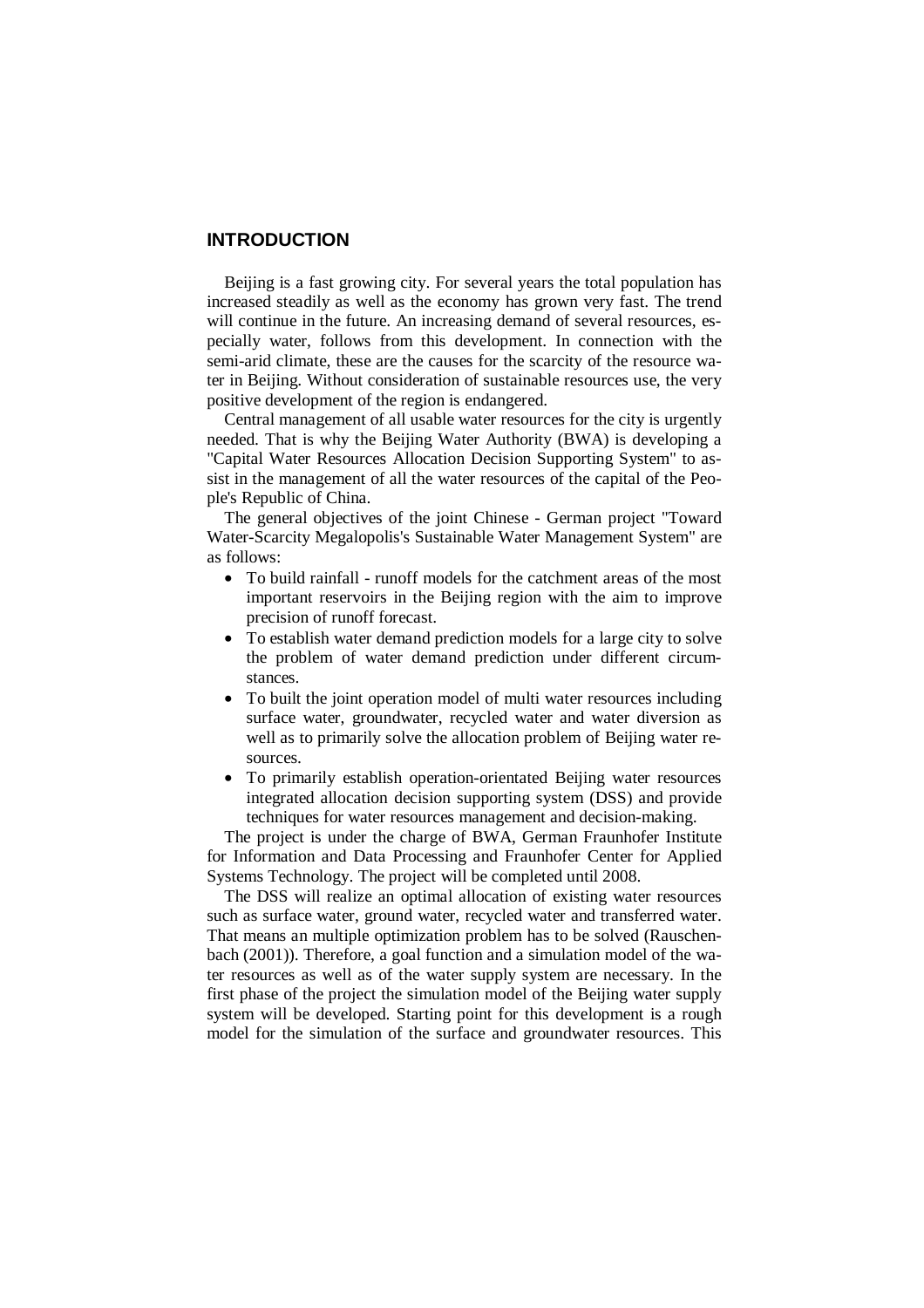## INTRODUCTION

Beijing is a fast growing city. For several years the total population has increased steadily as well as the economy has grown very fast. The trend will continue in the future. An increasing demand of several resources, especially water, follows from this development. In connection with the semi-arid climate, these are the causes for the scarcity of the resource water in Beijing. Without consideration of sustainable resources use, the very positive development of the region is endangered.

Central management of all usable water resources for the city is urgently needed. That is why the Beijing Water Authority (BWA) is developing a "Capital Water Resources Allocation Decision Supporting System" to assist in the management of all the water resources of the capital of the People's Republic of China.

The general objectives of the joint Chinese - German project "Toward Water-Scarcity Megalopolis's Sustainable Water Management System" are as follows:

- To build rainfall - runoff models for the catchment areas of the most important reservoirs in the Beijing region with the aim to improve precision of runoff forecast.
- To establish water demand prediction models for a large city to solve the problem of water demand prediction under different circumstances.
- To built the joint operation model of multi water resources including surface water, groundwater, recycled water and water diversion as well as to primarily solve the allocation problem of Beijing water resources.
- To primarily establish operation-orientated Beijing water resources integrated allocation decision supporting system (DSS) and provide techniques for water resources management and decision-making.

The project is under the charge of BWA, German Fraunhofer Institute for Information and Data Processing and Fraunhofer Center for Applied Systems Technology. The project will be completed until 2008.

The DSS will realize an optimal allocation of existing water resources such as surface water, ground water, recycled water and transferred water. That means an multiple optimization problem has to be solved (Rauschenbach (2001)). Therefore, a goal function and a simulation model of the water resources as well as of the water supply system are necessary. In the first phase of the project the simulation model of the Beijing water supply system will be developed. Starting point for this development is a rough model for the simulation of the surface and groundwater resources. This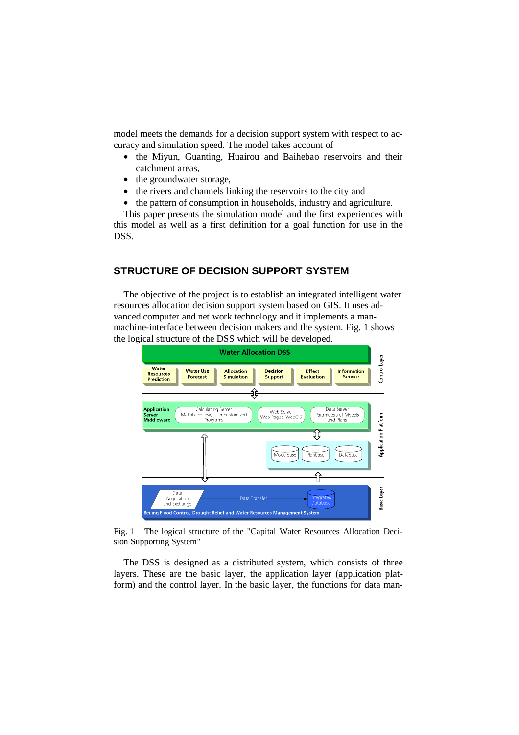model meets the demands for a decision support system with respect to accuracy and simulation speed. The model takes account of

- the Miyun, Guanting, Huairou and Baihebao reservoirs and their catchment areas,
- the groundwater storage,
- the rivers and channels linking the reservoirs to the city and
- the pattern of consumption in households, industry and agriculture.

This paper presents the simulation model and the first experiences with this model as well as a first definition for a goal function for use in the DSS.

## STRUCTURE OF DECISION SUPPORT SYSTEM

The objective of the project is to establish an integrated intelligent water resources allocation decision support system based on GIS. It uses advanced computer and net work technology and it implements a man-machine-interface between decision makers and the system. Fig. 1 shows the logical structure of the DSS which will be developed.

Fig. 1 The logical structure of the "Capital Water Resources Allocation Decision Supporting System"

The DSS is designed as a distributed system, which consists of three layers. These are the basic layer, the application layer (application platform) and the control layer. In the basic layer, the functions for data man-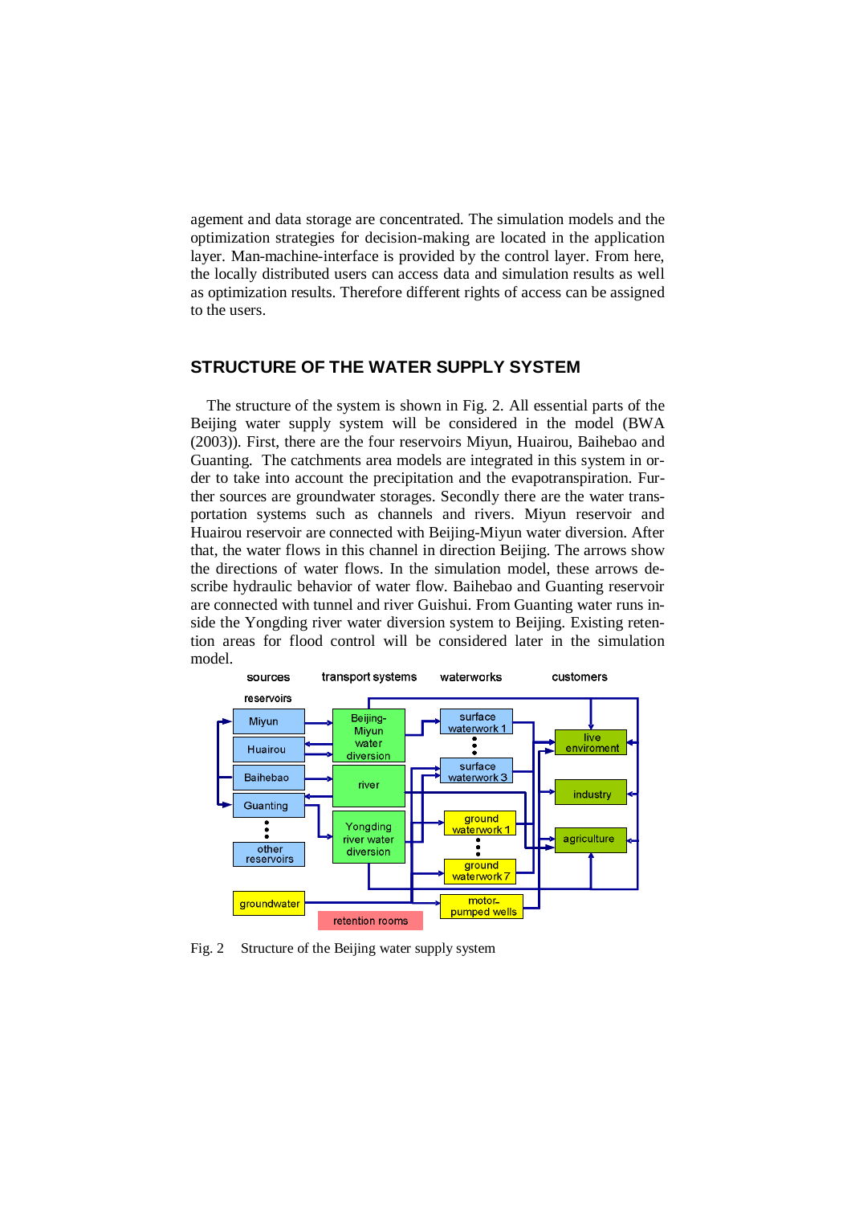agement and data storage are concentrated. The simulation models and the optimization strategies for decision-making are located in the application layer. Man-machine-interface is provided by the control layer. From here, the locally distributed users can access data and simulation results as well as optimization results. Therefore different rights of access can be assigned to the users.

## STRUCTURE OF THE WATER SUPPLY SYSTEM

The structure of the system is shown in Fig. 2. All essential parts of the Beijing water supply system will be considered in the model (BWA (2003)). First, there are the four reservoirs Miyun, Huairou, Baihebao and Guanting. The catchments area models are integrated in this system in order to take into account the precipitation and the evapotranspiration. Further sources are groundwater storages. Secondly there are the water transportation systems such as channels and rivers. Miyun reservoir and Huairou reservoir are connected with Beijing-Miyun water diversion. After that, the water flows in this channel in direction Beijing. The arrows show the directions of water flows. In the simulation model, these arrows describe hydraulic behavior of water flow. Baihebao and Guanting reservoir are connected with tunnel and river Guishui. From Guanting water runs inside the Yongding river water diversion system to Beijing. Existing retention areas for flood control will be considered later in the simulation model.

Fig. 2 Structure of the Beijing water supply system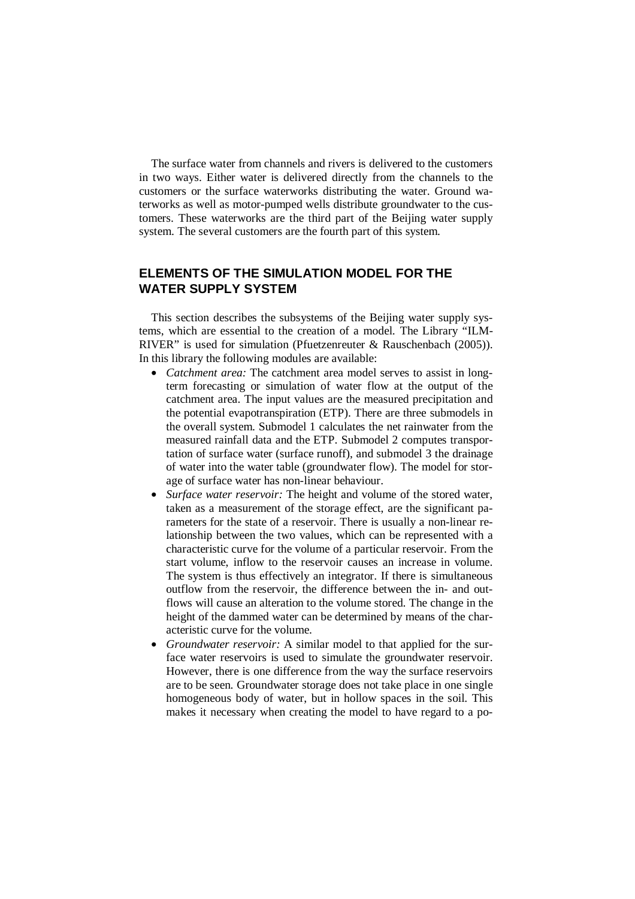The surface water from channels and rivers is delivered to the customers in two ways. Either water is delivered directly from the channels to the customers or the surface waterworks distributing the water. Ground waterworks as well as motor-pumped wells distribute groundwater to the customers. These waterworks are the third part of the Beijing water supply system. The several customers are the fourth part of this system.

## ELEMENTS OF THE SIMULATION MODEL FOR THE WATER SUPPLY SYSTEM

This section describes the subsystems of the Beijing water supply systems, which are essential to the creation of a model. The Library "ILM-RIVER" is used for simulation (Pfuetzenreuter & Rauschenbach (2005)). In this library the following modules are available:

- *Catchment area:* The catchment area model serves to assist in long-term forecasting or simulation of water flow at the output of the catchment area. The input values are the measured precipitation and the potential evapotranspiration (ETP). There are three submodels in the overall system. Submodel 1 calculates the net rainwater from the measured rainfall data and the ETP. Submodel 2 computes transportation of surface water (surface runoff), and submodel 3 the drainage of water into the water table (groundwater flow). The model for storage of surface water has non-linear behaviour.
- *Surface water reservoir:* The height and volume of the stored water, taken as a measurement of the storage effect, are the significant parameters for the state of a reservoir. There is usually a non-linear relationship between the two values, which can be represented with a characteristic curve for the volume of a particular reservoir. From the start volume, inflow to the reservoir causes an increase in volume. The system is thus effectively an integrator. If there is simultaneous outflow from the reservoir, the difference between the in- and outflows will cause an alteration to the volume stored. The change in the height of the dammed water can be determined by means of the characteristic curve for the volume.
- *Groundwater reservoir:* A similar model to that applied for the surface water reservoirs is used to simulate the groundwater reservoir. However, there is one difference from the way the surface reservoirs are to be seen. Groundwater storage does not take place in one single homogeneous body of water, but in hollow spaces in the soil. This makes it necessary when creating the model to have regard to a po-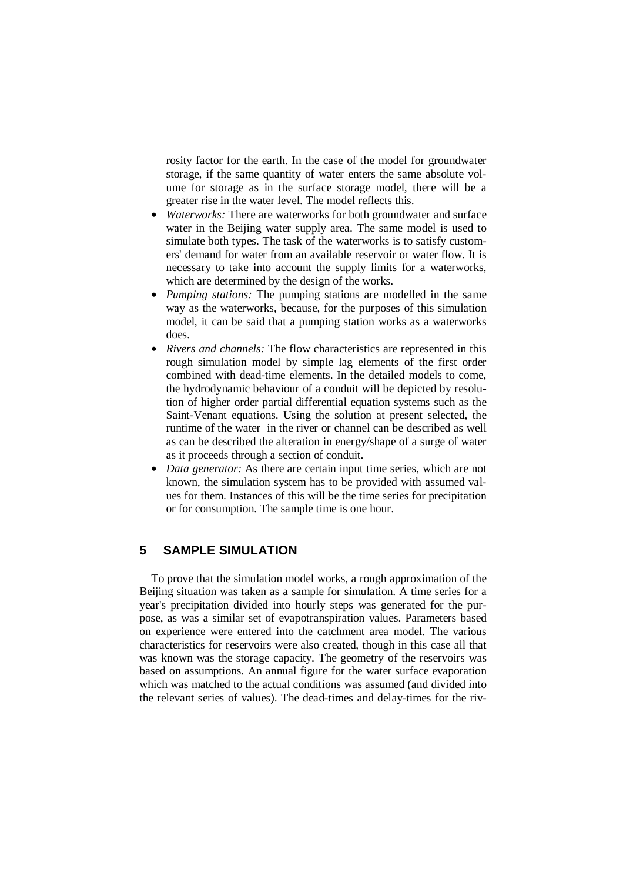rosity factor for the earth. In the case of the model for groundwater storage, if the same quantity of water enters the same absolute volume for storage as in the surface storage model, there will be a greater rise in the water level. The model reflects this.

- *Waterworks:* There are waterworks for both groundwater and surface water in the Beijing water supply area. The same model is used to simulate both types. The task of the waterworks is to satisfy customers' demand for water from an available reservoir or water flow. It is necessary to take into account the supply limits for a waterworks, which are determined by the design of the works.
- *Pumping stations:* The pumping stations are modelled in the same way as the waterworks, because, for the purposes of this simulation model, it can be said that a pumping station works as a waterworks does.
- *Rivers and channels:* The flow characteristics are represented in this rough simulation model by simple lag elements of the first order combined with dead-time elements. In the detailed models to come, the hydrodynamic behaviour of a conduit will be depicted by resolution of higher order partial differential equation systems such as the Saint-Venant equations. Using the solution at present selected, the runtime of the water in the river or channel can be described as well as can be described the alteration in energy/shape of a surge of water as it proceeds through a section of conduit.
- *Data generator:* As there are certain input time series, which are not known, the simulation system has to be provided with assumed values for them. Instances of this will be the time series for precipitation or for consumption. The sample time is one hour.

## 5 SAMPLE SIMULATION

To prove that the simulation model works, a rough approximation of the Beijing situation was taken as a sample for simulation. A time series for a year's precipitation divided into hourly steps was generated for the purpose, as was a similar set of evapotranspiration values. Parameters based on experience were entered into the catchment area model. The various characteristics for reservoirs were also created, though in this case all that was known was the storage capacity. The geometry of the reservoirs was based on assumptions. An annual figure for the water surface evaporation which was matched to the actual conditions was assumed (and divided into the relevant series of values). The dead-times and delay-times for the riv-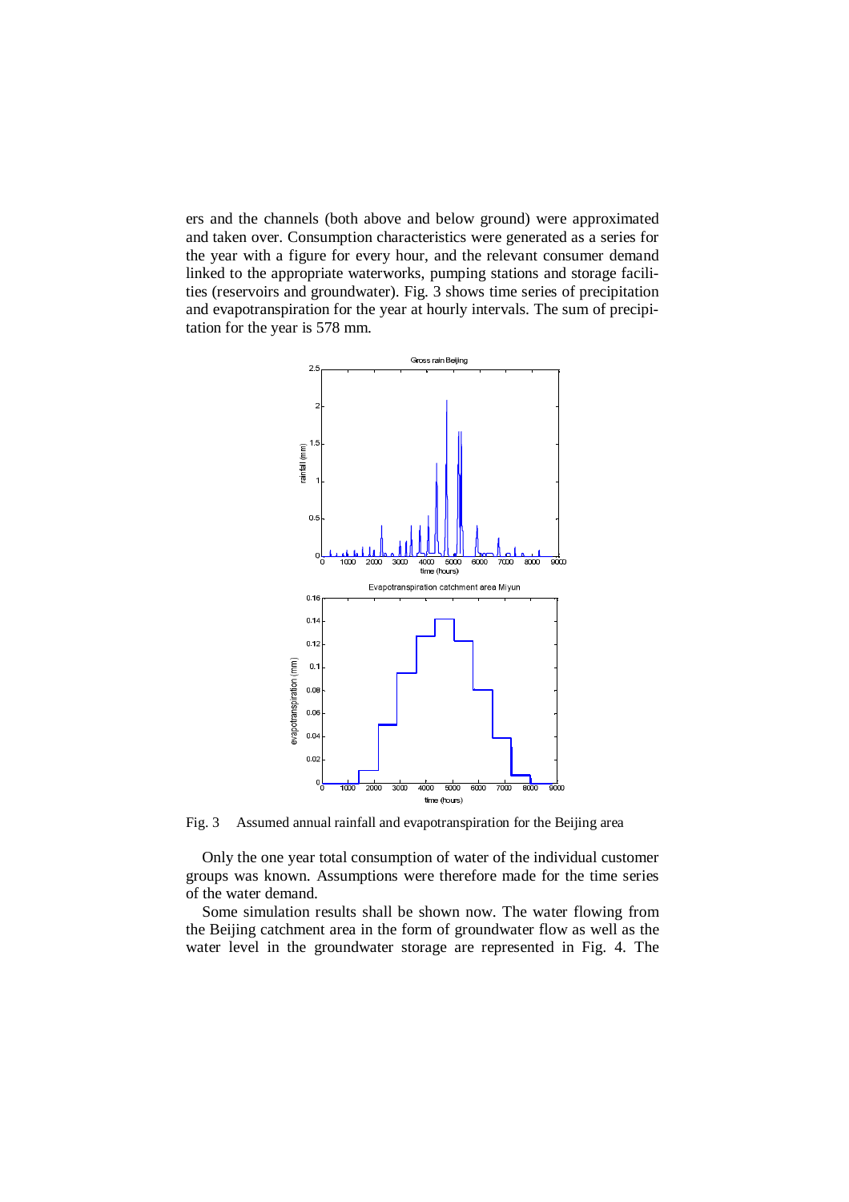ers and the channels (both above and below ground) were approximated and taken over. Consumption characteristics were generated as a series for the year with a figure for every hour, and the relevant consumer demand linked to the appropriate waterworks, pumping stations and storage facilities (reservoirs and groundwater). Fig. 3 shows time series of precipitation and evapotranspiration for the year at hourly intervals. The sum of precipitation for the year is 578 mm.

Fig. 3 Assumed annual rainfall and evapotranspiration for the Beijing area

Only the one year total consumption of water of the individual customer groups was known. Assumptions were therefore made for the time series of the water demand.

Some simulation results shall be shown now. The water flowing from the Beijing catchment area in the form of groundwater flow as well as the water level in the groundwater storage are represented in Fig. 4. The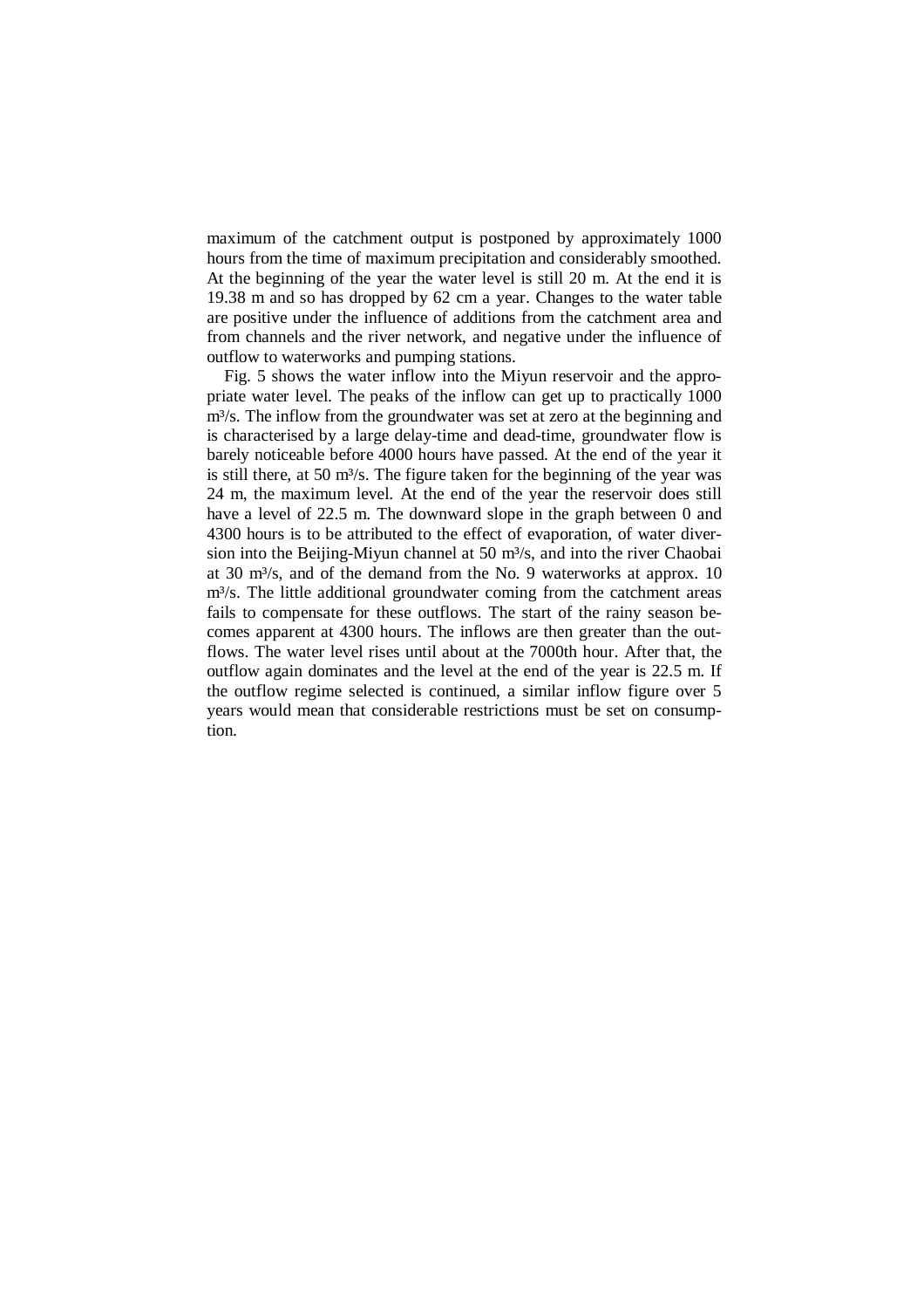maximum of the catchment output is postponed by approximately 1000 hours from the time of maximum precipitation and considerably smoothed. At the beginning of the year the water level is still 20 m. At the end it is 19.38 m and so has dropped by 62 cm a year. Changes to the water table are positive under the influence of additions from the catchment area and from channels and the river network, and negative under the influence of outflow to waterworks and pumping stations.

Fig. 5 shows the water inflow into the Miyun reservoir and the appropriate water level. The peaks of the inflow can get up to practically 1000 $m^3/s$. The inflow from the groundwater was set at zero at the beginning and is characterised by a large delay-time and dead-time, groundwater flow is barely noticeable before 4000 hours have passed. At the end of the year it is still there, at 50 $m^3/s$. The figure taken for the beginning of the year was 24 m, the maximum level. At the end of the year the reservoir does still have a level of 22.5 m. The downward slope in the graph between 0 and 4300 hours is to be attributed to the effect of evaporation, of water diversion into the Beijing-Miyun channel at 50 $m^3/s$, and into the river Chaobai at 30 $m^3/s$, and of the demand from the No. 9 waterworks at approx. 10 $m^3/s$. The little additional groundwater coming from the catchment areas fails to compensate for these outflows. The start of the rainy season becomes apparent at 4300 hours. The inflows are then greater than the outflows. The water level rises until about at the 7000th hour. After that, the outflow again dominates and the level at the end of the year is 22.5 m. If the outflow regime selected is continued, a similar inflow figure over 5 years would mean that considerable restrictions must be set on consumption.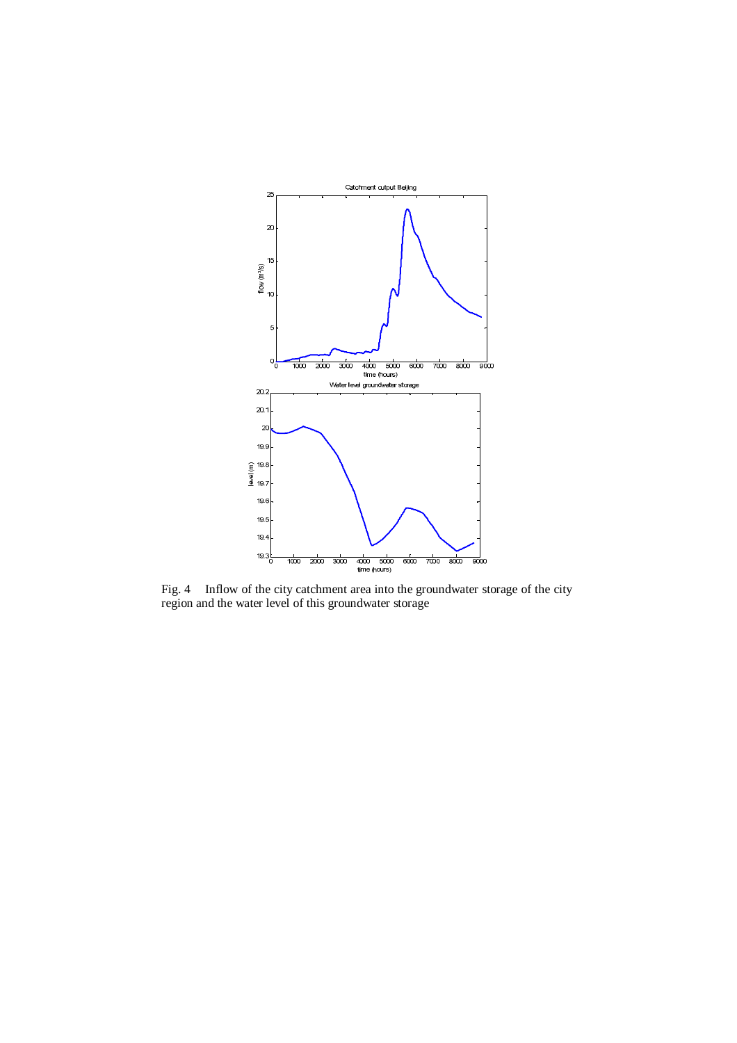Fig. 4 Inflow of the city catchment area into the groundwater storage of the city region and the water level of this groundwater storage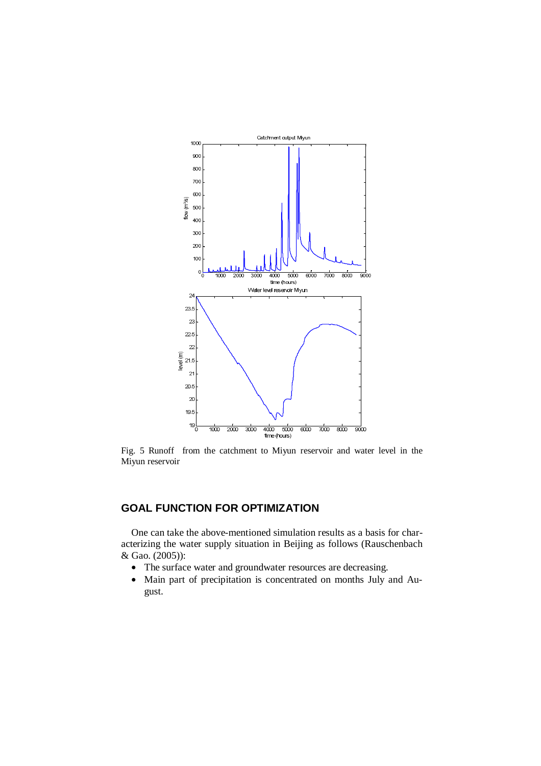Fig. 5 Runoff from the catchment to Miyun reservoir and water level in the Miyun reservoir

## GOAL FUNCTION FOR OPTIMIZATION

One can take the above-mentioned simulation results as a basis for characterizing the water supply situation in Beijing as follows (Rauschenbach & Gao. (2005)):

- The surface water and groundwater resources are decreasing.
- Main part of precipitation is concentrated on months July and August.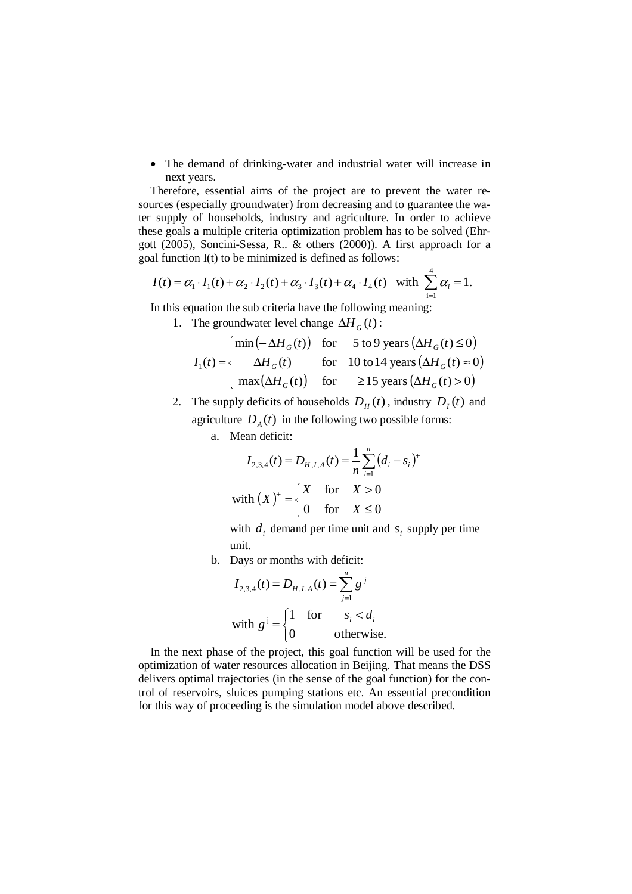- The demand of drinking-water and industrial water will increase in next years.

Therefore, essential aims of the project are to prevent the water resources (especially groundwater) from decreasing and to guarantee the water supply of households, industry and agriculture. In order to achieve these goals a multiple criteria optimization problem has to be solved (Ehrgott (2005), Soncini-Sessa, R.. & others (2000)). A first approach for a goal function I(t) to be minimized is defined as follows:

$$I(t) = \alpha_1 \cdot I_1(t) + \alpha_2 \cdot I_2(t) + \alpha_3 \cdot I_3(t) + \alpha_4 \cdot I_4(t) \quad \text{with} \sum_{i=1}^{4} \alpha_i = 1.$$

In this equation the sub criteria have the following meaning:

1. The groundwater level change $\Delta H_G(t)$:

$$I_1(t) = \begin{cases} \min\left(-\Delta H_G(t)\right) & \text{for} \quad 5 \text{ to } 9 \text{ years} \left(\Delta H_G(t) \le 0\right) \\ \Delta H_G(t) & \text{for} \quad 10 \text{ to } 14 \text{ years} \left(\Delta H_G(t) \approx 0\right) \\ \max\left(\Delta H_G(t)\right) & \text{for} \quad \ge 15 \text{ years} \left(\Delta H_G(t) > 0\right) \end{cases}$$

2. The supply deficits of households $D_H(t)$, industry $D_I(t)$ and agriculture $D_A(t)$ in the following two possible forms:

   a. Mean deficit:

$$I_{2,3,4}(t) = D_{H,I,A}(t) = \frac{1}{n} \sum_{i=1}^{n} \left(d_i - s_i\right)^+$$

$$\text{with } \left(X\right)^+ = \begin{cases} X & \text{for} \quad X > 0 \\ 0 & \text{for} \quad X \le 0 \end{cases}$$

   with $d_i$ demand per time unit and $s_i$ supply per time unit.

   b. Days or months with deficit:

$$I_{2,3,4}(t) = D_{H,I,A}(t) = \sum_{j=1}^{n} g^j$$

$$\text{with } g^j = \begin{cases} 1 & \text{for} \quad s_i < d_i \\ 0 & \text{otherwise.} \end{cases}$$

In the next phase of the project, this goal function will be used for the optimization of water resources allocation in Beijing. That means the DSS delivers optimal trajectories (in the sense of the goal function) for the control of reservoirs, sluices pumping stations etc. An essential precondition for this way of proceeding is the simulation model above described.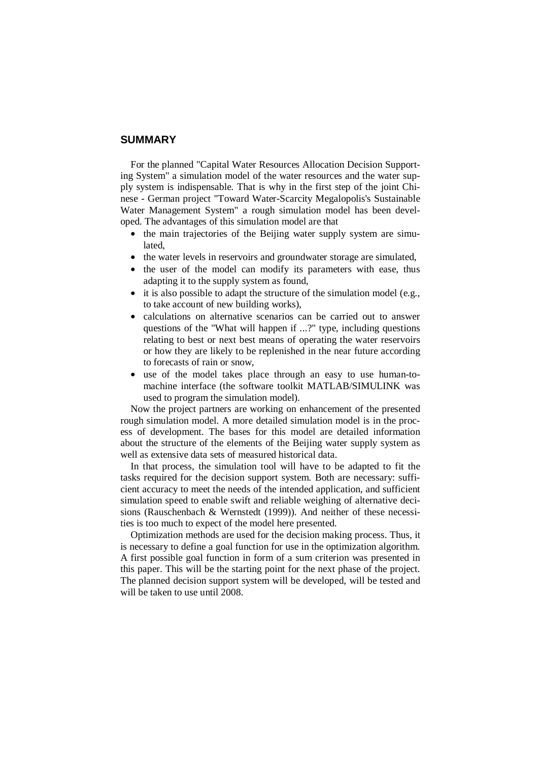## SUMMARY

For the planned "Capital Water Resources Allocation Decision Supporting System" a simulation model of the water resources and the water supply system is indispensable. That is why in the first step of the joint Chinese - German project "Toward Water-Scarcity Megalopolis's Sustainable Water Management System" a rough simulation model has been developed. The advantages of this simulation model are that

- the main trajectories of the Beijing water supply system are simulated,
- the water levels in reservoirs and groundwater storage are simulated,
- the user of the model can modify its parameters with ease, thus adapting it to the supply system as found,
- it is also possible to adapt the structure of the simulation model (e.g., to take account of new building works),
- calculations on alternative scenarios can be carried out to answer questions of the "What will happen if ...?" type, including questions relating to best or next best means of operating the water reservoirs or how they are likely to be replenished in the near future according to forecasts of rain or snow,
- use of the model takes place through an easy to use human-to-machine interface (the software toolkit MATLAB/SIMULINK was used to program the simulation model).

Now the project partners are working on enhancement of the presented rough simulation model. A more detailed simulation model is in the process of development. The bases for this model are detailed information about the structure of the elements of the Beijing water supply system as well as extensive data sets of measured historical data.

In that process, the simulation tool will have to be adapted to fit the tasks required for the decision support system. Both are necessary: sufficient accuracy to meet the needs of the intended application, and sufficient simulation speed to enable swift and reliable weighing of alternative decisions (Rauschenbach & Wernstedt (1999)). And neither of these necessities is too much to expect of the model here presented.

Optimization methods are used for the decision making process. Thus, it is necessary to define a goal function for use in the optimization algorithm. A first possible goal function in form of a sum criterion was presented in this paper. This will be the starting point for the next phase of the project. The planned decision support system will be developed, will be tested and will be taken to use until 2008.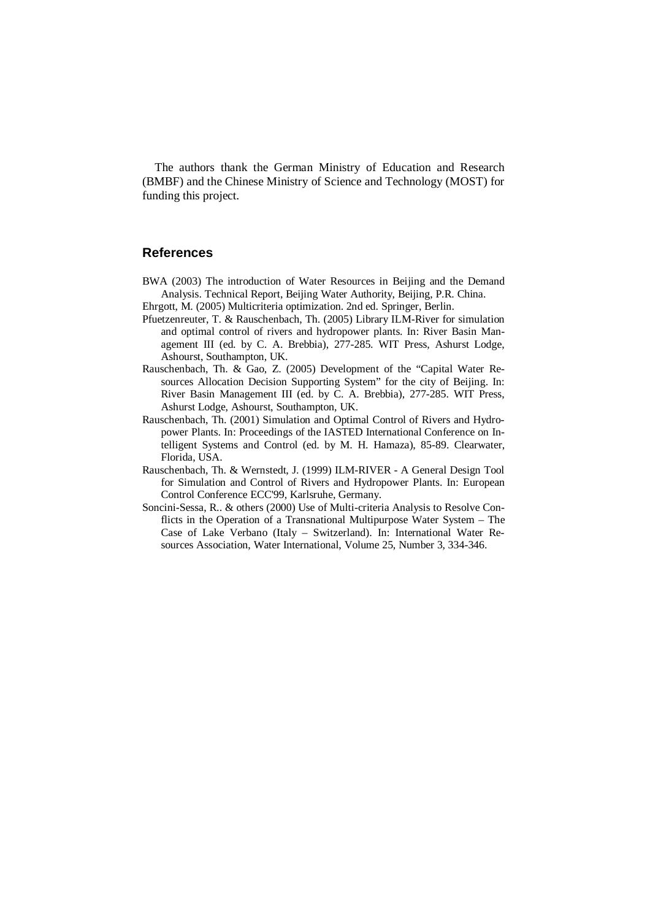The authors thank the German Ministry of Education and Research (BMBF) and the Chinese Ministry of Science and Technology (MOST) for funding this project.

## References

BWA (2003) The introduction of Water Resources in Beijing and the Demand Analysis. Technical Report, Beijing Water Authority, Beijing, P.R. China.

Ehrgott, M. (2005) Multicriteria optimization. 2nd ed. Springer, Berlin.

Pfuetzenreuter, T. & Rauschenbach, Th. (2005) Library ILM-River for simulation and optimal control of rivers and hydropower plants. In: River Basin Management III (ed. by C. A. Brebbia), 277-285. WIT Press, Ashurst Lodge, Ashourst, Southampton, UK.

Rauschenbach, Th. & Gao, Z. (2005) Development of the "Capital Water Resources Allocation Decision Supporting System" for the city of Beijing. In: River Basin Management III (ed. by C. A. Brebbia), 277-285. WIT Press, Ashurst Lodge, Ashourst, Southampton, UK.

Rauschenbach, Th. (2001) Simulation and Optimal Control of Rivers and Hydropower Plants. In: Proceedings of the IASTED International Conference on Intelligent Systems and Control (ed. by M. H. Hamaza), 85-89. Clearwater, Florida, USA.

Rauschenbach, Th. & Wernstedt, J. (1999) ILM-RIVER - A General Design Tool for Simulation and Control of Rivers and Hydropower Plants. In: European Control Conference ECC'99, Karlsruhe, Germany.

Soncini-Sessa, R.. & others (2000) Use of Multi-criteria Analysis to Resolve Conflicts in the Operation of a Transnational Multipurpose Water System – The Case of Lake Verbano (Italy – Switzerland). In: International Water Resources Association, Water International, Volume 25, Number 3, 334-346.